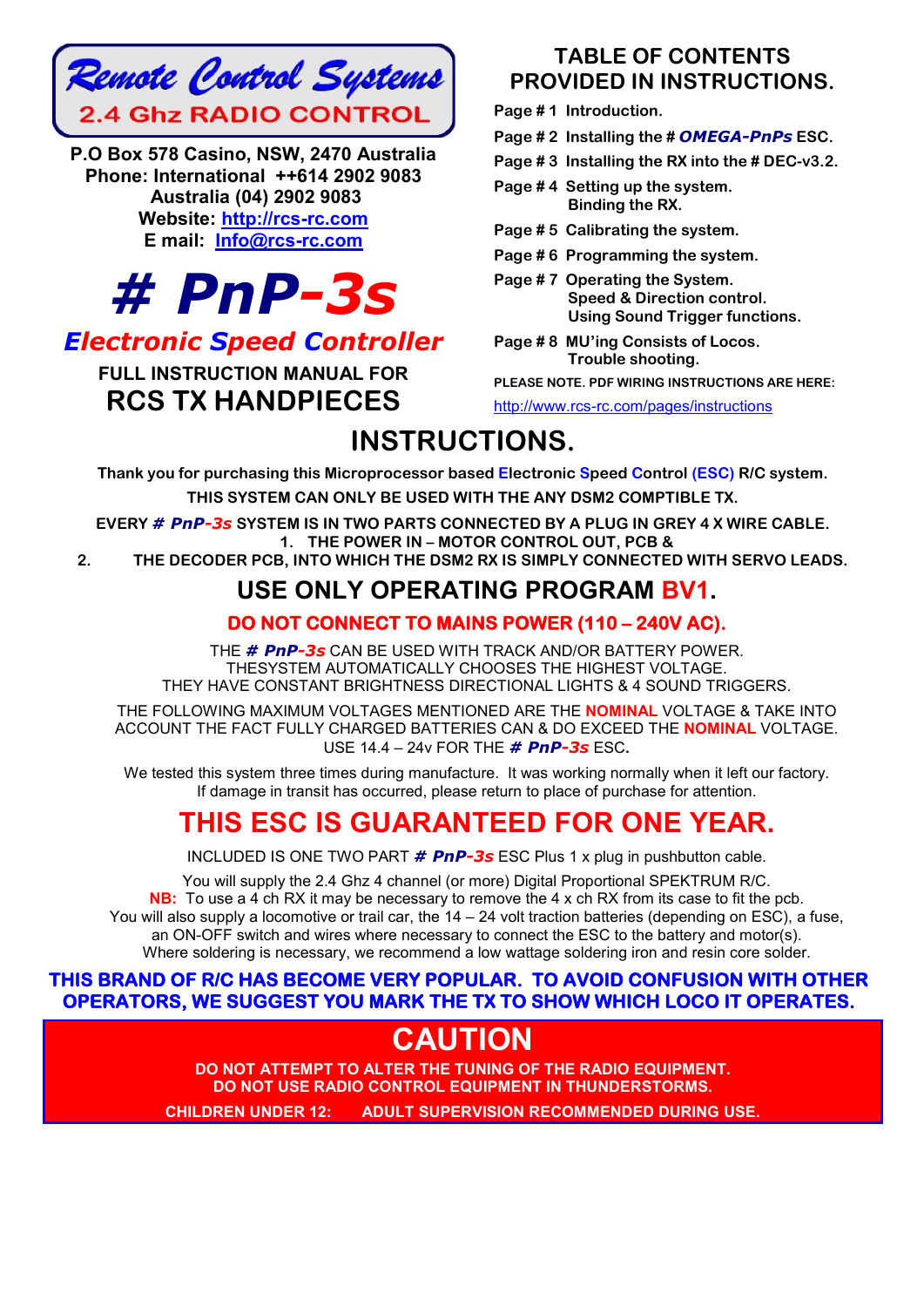# Remote Control Systems

## 2.4 Ghz RADIO CONTROL

**P.O Box 578 Casino, NSW, 2470 Australia**
**Phone: International ++614 2902 9083**
**Australia (04) 2902 9083**
**Website: http://rcs-rc.com**
**E mail: Info@rcs-rc.com**

# # PnP-3s

## *Electronic Speed Controller*

**FULL INSTRUCTION MANUAL FOR**
**RCS TX HANDPIECES**

## TABLE OF CONTENTS PROVIDED IN INSTRUCTIONS.

- **Page # 1 Introduction.**
- **Page # 2 Installing the # *OMEGA-PnPs* ESC.**
- **Page # 3 Installing the RX into the # DEC-v3.2.**
- **Page # 4 Setting up the system.**
  **Binding the RX.**
- **Page # 5 Calibrating the system.**
- **Page # 6 Programming the system.**
- **Page # 7 Operating the System.**
  **Speed & Direction control.**
  **Using Sound Trigger functions.**
- **Page # 8 MU'ing Consists of Locos.**
  **Trouble shooting.**

**PLEASE NOTE. PDF WIRING INSTRUCTIONS ARE HERE:**

http://www.rcs-rc.com/pages/instructions

# INSTRUCTIONS.

**Thank you for purchasing this Microprocessor based Electronic Speed Control (ESC) R/C system.**

**THIS SYSTEM CAN ONLY BE USED WITH THE ANY DSM2 COMPTIBLE TX.**

**EVERY *# PnP-3s* SYSTEM IS IN TWO PARTS CONNECTED BY A PLUG IN GREY 4 X WIRE CABLE.**

1. **THE POWER IN – MOTOR CONTROL OUT, PCB &**
2. **THE DECODER PCB, INTO WHICH THE DSM2 RX IS SIMPLY CONNECTED WITH SERVO LEADS.**

## USE ONLY OPERATING PROGRAM BV1.

**DO NOT CONNECT TO MAINS POWER (110 – 240V AC).**

THE *# PnP-3s* CAN BE USED WITH TRACK AND/OR BATTERY POWER.
THESYSTEM AUTOMATICALLY CHOOSES THE HIGHEST VOLTAGE.
THEY HAVE CONSTANT BRIGHTNESS DIRECTIONAL LIGHTS & 4 SOUND TRIGGERS.

THE FOLLOWING MAXIMUM VOLTAGES MENTIONED ARE THE **NOMINAL** VOLTAGE & TAKE INTO ACCOUNT THE FACT FULLY CHARGED BATTERIES CAN & DO EXCEED THE **NOMINAL** VOLTAGE.
USE 14.4 – 24v FOR THE ***# PnP-3s*** ESC**.**

We tested this system three times during manufacture. It was working normally when it left our factory.
If damage in transit has occurred, please return to place of purchase for attention.

## THIS ESC IS GUARANTEED FOR ONE YEAR.

INCLUDED IS ONE TWO PART ***# PnP-3s*** ESC Plus 1 x plug in pushbutton cable.

You will supply the 2.4 Ghz 4 channel (or more) Digital Proportional SPEKTRUM R/C.
**NB:** To use a 4 ch RX it may be necessary to remove the 4 x ch RX from its case to fit the pcb.
You will also supply a locomotive or trail car, the 14 – 24 volt traction batteries (depending on ESC), a fuse, an ON-OFF switch and wires where necessary to connect the ESC to the battery and motor(s).
Where soldering is necessary, we recommend a low wattage soldering iron and resin core solder.

**THIS BRAND OF R/C HAS BECOME VERY POPULAR. TO AVOID CONFUSION WITH OTHER OPERATORS, WE SUGGEST YOU MARK THE TX TO SHOW WHICH LOCO IT OPERATES.**

## CAUTION

**DO NOT ATTEMPT TO ALTER THE TUNING OF THE RADIO EQUIPMENT.**
**DO NOT USE RADIO CONTROL EQUIPMENT IN THUNDERSTORMS.**
**CHILDREN UNDER 12: ADULT SUPERVISION RECOMMENDED DURING USE.**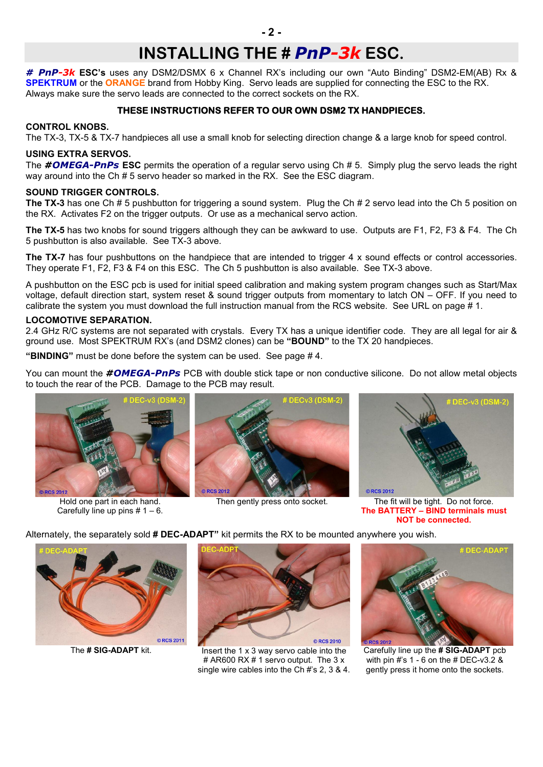# INSTALLING THE # *PnP-3k* ESC.

***# PnP-3k* ESC's** uses any DSM2/DSMX 6 x Channel RX's including our own "Auto Binding" DSM2-EM(AB) Rx & **SPEKTRUM** or the **ORANGE** brand from Hobby King. Servo leads are supplied for connecting the ESC to the RX. Always make sure the servo leads are connected to the correct sockets on the RX.

**THESE INSTRUCTIONS REFER TO OUR OWN DSM2 TX HANDPIECES.**

**CONTROL KNOBS.**
The TX-3, TX-5 & TX-7 handpieces all use a small knob for selecting direction change & a large knob for speed control.

**USING EXTRA SERVOS.**
The ***#OMEGA-PnPs* ESC** permits the operation of a regular servo using Ch # 5. Simply plug the servo leads the right way around into the Ch # 5 servo header so marked in the RX. See the ESC diagram.

**SOUND TRIGGER CONTROLS.**
**The TX-3** has one Ch # 5 pushbutton for triggering a sound system. Plug the Ch # 2 servo lead into the Ch 5 position on the RX. Activates F2 on the trigger outputs. Or use as a mechanical servo action.

**The TX-5** has two knobs for sound triggers although they can be awkward to use. Outputs are F1, F2, F3 & F4. The Ch 5 pushbutton is also available. See TX-3 above.

**The TX-7** has four pushbuttons on the handpiece that are intended to trigger 4 x sound effects or control accessories. They operate F1, F2, F3 & F4 on this ESC. The Ch 5 pushbutton is also available. See TX-3 above.

A pushbutton on the ESC pcb is used for initial speed calibration and making system program changes such as Start/Max voltage, default direction start, system reset & sound trigger outputs from momentary to latch ON – OFF. If you need to calibrate the system you must download the full instruction manual from the RCS website. See URL on page # 1.

**LOCOMOTIVE SEPARATION.**
2.4 GHz R/C systems are not separated with crystals. Every TX has a unique identifier code. They are all legal for air & ground use. Most SPEKTRUM RX's (and DSM2 clones) can be **"BOUND"** to the TX 20 handpieces.

**"BINDING"** must be done before the system can be used. See page # 4.

You can mount the ***#OMEGA-PnPs*** PCB with double stick tape or non conductive silicone. Do not allow metal objects to touch the rear of the PCB. Damage to the PCB may result.

Hold one part in each hand. Carefully line up pins # 1 – 6.

Then gently press onto socket.

The fit will be tight. Do not force. **The BATTERY – BIND terminals must NOT be connected.**

Alternately, the separately sold **# DEC-ADAPT"** kit permits the RX to be mounted anywhere you wish.

The **# SIG-ADAPT** kit.

Insert the 1 x 3 way servo cable into the # AR600 RX # 1 servo output. The 3 x single wire cables into the Ch #'s 2, 3 & 4.

Carefully line up the **# SIG-ADAPT** pcb with pin #'s 1 - 6 on the # DEC-v3.2 & gently press it home onto the sockets.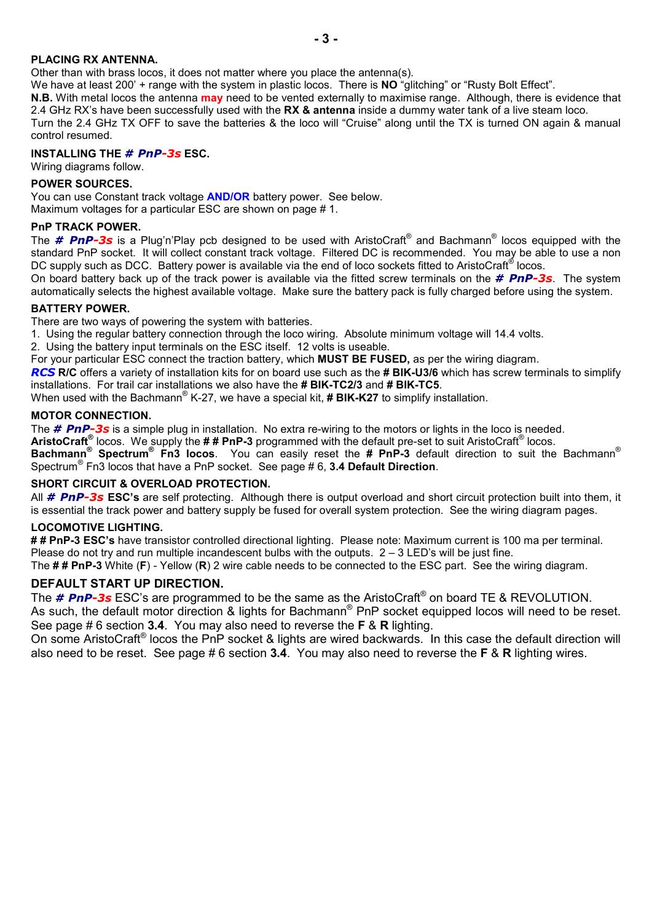### PLACING RX ANTENNA.

Other than with brass locos, it does not matter where you place the antenna(s).
We have at least 200' + range with the system in plastic locos. There is **NO** "glitching" or "Rusty Bolt Effect".
**N.B.** With metal locos the antenna **may** need to be vented externally to maximise range. Although, there is evidence that 2.4 GHz RX's have been successfully used with the **RX & antenna** inside a dummy water tank of a live steam loco.
Turn the 2.4 GHz TX OFF to save the batteries & the loco will "Cruise" along until the TX is turned ON again & manual control resumed.

### INSTALLING THE *# PnP-3s* ESC.

Wiring diagrams follow.

### POWER SOURCES.

You can use Constant track voltage **AND/OR** battery power. See below.
Maximum voltages for a particular ESC are shown on page # 1.

### PnP TRACK POWER.

The ***# PnP-3s*** is a Plug'n'Play pcb designed to be used with AristoCraft® and Bachmann® locos equipped with the standard PnP socket. It will collect constant track voltage. Filtered DC is recommended. You may be able to use a non DC supply such as DCC. Battery power is available via the end of loco sockets fitted to AristoCraft® locos.
On board battery back up of the track power is available via the fitted screw terminals on the ***# PnP-3s***. The system automatically selects the highest available voltage. Make sure the battery pack is fully charged before using the system.

### BATTERY POWER.

There are two ways of powering the system with batteries.

1. Using the regular battery connection through the loco wiring. Absolute minimum voltage will 14.4 volts.
2. Using the battery input terminals on the ESC itself. 12 volts is useable.

For your particular ESC connect the traction battery, which **MUST BE FUSED,** as per the wiring diagram.
***RCS*** **R/C** offers a variety of installation kits for on board use such as the **# BIK-U3/6** which has screw terminals to simplify installations. For trail car installations we also have the **# BIK-TC2/3** and **# BIK-TC5**.
When used with the Bachmann® K-27, we have a special kit, **# BIK-K27** to simplify installation.

### MOTOR CONNECTION.

The ***# PnP-3s*** is a simple plug in installation. No extra re-wiring to the motors or lights in the loco is needed.
**AristoCraft®** locos. We supply the **# # PnP-3** programmed with the default pre-set to suit AristoCraft® locos.
**Bachmann® Spectrum® Fn3 locos**. You can easily reset the **# PnP-3** default direction to suit the Bachmann® Spectrum® Fn3 locos that have a PnP socket. See page # 6, **3.4 Default Direction**.

### SHORT CIRCUIT & OVERLOAD PROTECTION.

All ***# PnP-3s*** **ESC's** are self protecting. Although there is output overload and short circuit protection built into them, it is essential the track power and battery supply be fused for overall system protection. See the wiring diagram pages.

### LOCOMOTIVE LIGHTING.

**# # PnP-3 ESC's** have transistor controlled directional lighting. Please note: Maximum current is 100 ma per terminal.
Please do not try and run multiple incandescent bulbs with the outputs. 2 – 3 LED's will be just fine.
The **# # PnP-3** White (**F**) - Yellow (**R**) 2 wire cable needs to be connected to the ESC part. See the wiring diagram.

### DEFAULT START UP DIRECTION.

The ***# PnP-3s*** ESC's are programmed to be the same as the AristoCraft® on board TE & REVOLUTION.
As such, the default motor direction & lights for Bachmann® PnP socket equipped locos will need to be reset.
See page # 6 section **3.4**. You may also need to reverse the **F** & **R** lighting.
On some AristoCraft® locos the PnP socket & lights are wired backwards. In this case the default direction will also need to be reset. See page # 6 section **3.4**. You may also need to reverse the **F** & **R** lighting wires.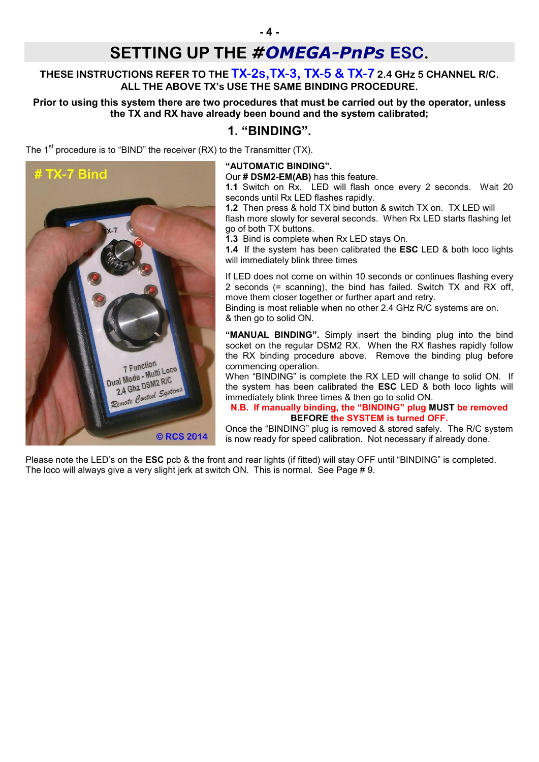# SETTING UP THE #*OMEGA-PnPs* ESC.

**THESE INSTRUCTIONS REFER TO THE TX-2s,TX-3, TX-5 & TX-7 2.4 GHz 5 CHANNEL R/C. ALL THE ABOVE TX's USE THE SAME BINDING PROCEDURE.**

**Prior to using this system there are two procedures that must be carried out by the operator, unless the TX and RX have already been bound and the system calibrated;**

## 1. "BINDING".

The 1st procedure is to "BIND" the receiver (RX) to the Transmitter (TX).

**"AUTOMATIC BINDING".**
Our **# DSM2-EM(AB)** has this feature.
**1.1** Switch on Rx. LED will flash once every 2 seconds. Wait 20 seconds until Rx LED flashes rapidly.
**1.2** Then press & hold TX bind button & switch TX on. TX LED will flash more slowly for several seconds. When Rx LED starts flashing let go of both TX buttons.
**1.3** Bind is complete when Rx LED stays On.
**1.4** If the system has been calibrated the **ESC** LED & both loco lights will immediately blink three times

If LED does not come on within 10 seconds or continues flashing every 2 seconds (= scanning), the bind has failed. Switch TX and RX off, move them closer together or further apart and retry.
Binding is most reliable when no other 2.4 GHz R/C systems are on.
& then go to solid ON.

**"MANUAL BINDING".** Simply insert the binding plug into the bind socket on the regular DSM2 RX. When the RX flashes rapidly follow the RX binding procedure above. Remove the binding plug before commencing operation.
When "BINDING" is complete the RX LED will change to solid ON. If the system has been calibrated the **ESC** LED & both loco lights will immediately blink three times & then go to solid ON.

**N.B. If manually binding, the "BINDING" plug MUST be removed BEFORE the SYSTEM is turned OFF.**

Once the "BINDING" plug is removed & stored safely. The R/C system is now ready for speed calibration. Not necessary if already done.

Please note the LED's on the **ESC** pcb & the front and rear lights (if fitted) will stay OFF until "BINDING" is completed. The loco will always give a very slight jerk at switch ON. This is normal. See Page # 9.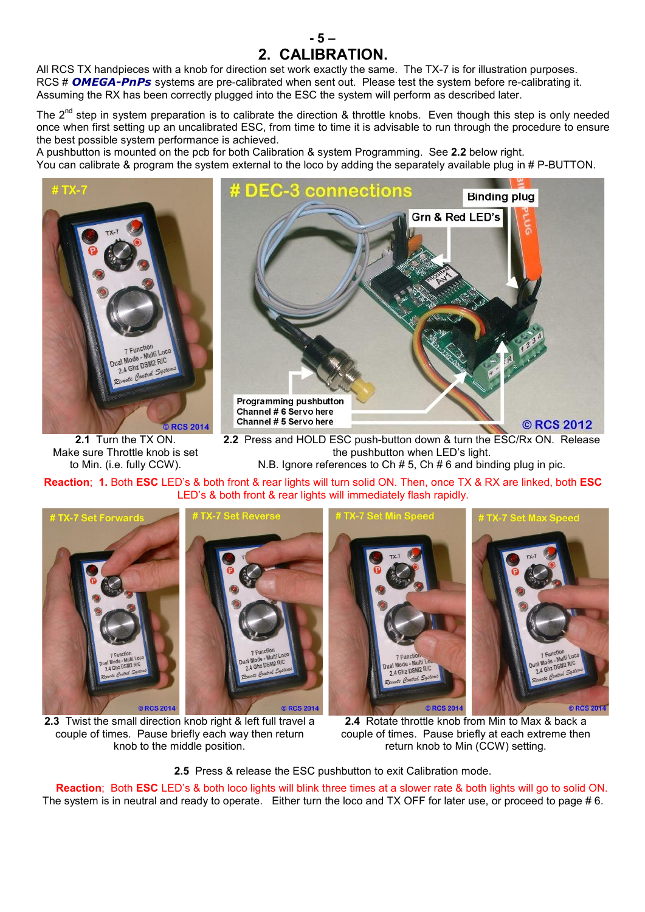## 2. CALIBRATION.

All RCS TX handpieces with a knob for direction set work exactly the same. The TX-7 is for illustration purposes. RCS # ***OMEGA-PnPs*** systems are pre-calibrated when sent out. Please test the system before re-calibrating it. Assuming the RX has been correctly plugged into the ESC the system will perform as described later.

The 2nd step in system preparation is to calibrate the direction & throttle knobs. Even though this step is only needed once when first setting up an uncalibrated ESC, from time to time it is advisable to run through the procedure to ensure the best possible system performance is achieved.
A pushbutton is mounted on the pcb for both Calibration & system Programming. See **2.2** below right.
You can calibrate & program the system external to the loco by adding the separately available plug in # P-BUTTON.

# TX-7

# DEC-3 connections

Binding plug

Grn & Red LED's

Programming pushbutton
Channel # 6 Servo here
Channel # 5 Servo here

**2.1** Turn the TX ON. Make sure Throttle knob is set to Min. (i.e. fully CCW).

**2.2** Press and HOLD ESC push-button down & turn the ESC/Rx ON. Release the pushbutton when LED's light.
N.B. Ignore references to Ch # 5, Ch # 6 and binding plug in pic.

**Reaction**; **1.** Both **ESC** LED's & both front & rear lights will turn solid ON. Then, once TX & RX are linked, both **ESC** LED's & both front & rear lights will immediately flash rapidly.

# TX-7 Set Forwards

# TX-7 Set Reverse

# TX-7 Set Min Speed

# TX-7 Set Max Speed

**2.3** Twist the small direction knob right & left full travel a couple of times. Pause briefly each way then return knob to the middle position.

**2.4** Rotate throttle knob from Min to Max & back a couple of times. Pause briefly at each extreme then return knob to Min (CCW) setting.

**2.5** Press & release the ESC pushbutton to exit Calibration mode.

**Reaction**; Both **ESC** LED's & both loco lights will blink three times at a slower rate & both lights will go to solid ON.
The system is in neutral and ready to operate. Either turn the loco and TX OFF for later use, or proceed to page # 6.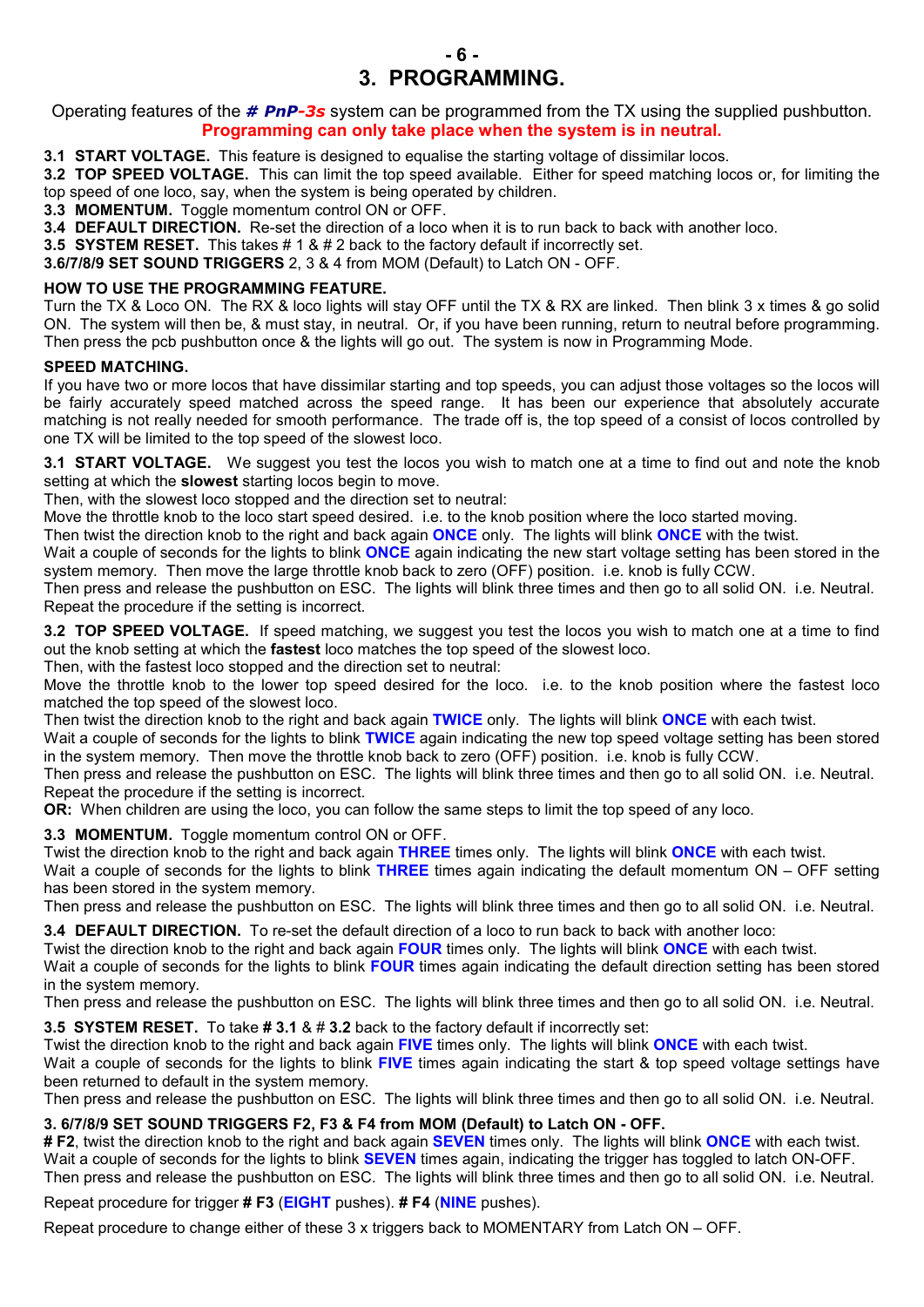# 3. PROGRAMMING.

Operating features of the ***# PnP-3s*** system can be programmed from the TX using the supplied pushbutton.
**Programming can only take place when the system is in neutral.**

**3.1 START VOLTAGE.** This feature is designed to equalise the starting voltage of dissimilar locos.
**3.2 TOP SPEED VOLTAGE.** This can limit the top speed available. Either for speed matching locos or, for limiting the top speed of one loco, say, when the system is being operated by children.
**3.3 MOMENTUM.** Toggle momentum control ON or OFF.
**3.4 DEFAULT DIRECTION.** Re-set the direction of a loco when it is to run back to back with another loco.
**3.5 SYSTEM RESET.** This takes # 1 & # 2 back to the factory default if incorrectly set.
**3.6/7/8/9 SET SOUND TRIGGERS** 2, 3 & 4 from MOM (Default) to Latch ON - OFF.

**HOW TO USE THE PROGRAMMING FEATURE.**
Turn the TX & Loco ON. The RX & loco lights will stay OFF until the TX & RX are linked. Then blink 3 x times & go solid ON. The system will then be, & must stay, in neutral. Or, if you have been running, return to neutral before programming. Then press the pcb pushbutton once & the lights will go out. The system is now in Programming Mode.

**SPEED MATCHING.**
If you have two or more locos that have dissimilar starting and top speeds, you can adjust those voltages so the locos will be fairly accurately speed matched across the speed range. It has been our experience that absolutely accurate matching is not really needed for smooth performance. The trade off is, the top speed of a consist of locos controlled by one TX will be limited to the top speed of the slowest loco.

**3.1 START VOLTAGE.** We suggest you test the locos you wish to match one at a time to find out and note the knob setting at which the **slowest** starting locos begin to move.
Then, with the slowest loco stopped and the direction set to neutral:
Move the throttle knob to the loco start speed desired. i.e. to the knob position where the loco started moving.
Then twist the direction knob to the right and back again **ONCE** only. The lights will blink **ONCE** with the twist.
Wait a couple of seconds for the lights to blink **ONCE** again indicating the new start voltage setting has been stored in the system memory. Then move the large throttle knob back to zero (OFF) position. i.e. knob is fully CCW.
Then press and release the pushbutton on ESC. The lights will blink three times and then go to all solid ON. i.e. Neutral.
Repeat the procedure if the setting is incorrect.

**3.2 TOP SPEED VOLTAGE.** If speed matching, we suggest you test the locos you wish to match one at a time to find out the knob setting at which the **fastest** loco matches the top speed of the slowest loco.
Then, with the fastest loco stopped and the direction set to neutral:
Move the throttle knob to the lower top speed desired for the loco. i.e. to the knob position where the fastest loco matched the top speed of the slowest loco.
Then twist the direction knob to the right and back again **TWICE** only. The lights will blink **ONCE** with each twist.
Wait a couple of seconds for the lights to blink **TWICE** again indicating the new top speed voltage setting has been stored in the system memory. Then move the throttle knob back to zero (OFF) position. i.e. knob is fully CCW.
Then press and release the pushbutton on ESC. The lights will blink three times and then go to all solid ON. i.e. Neutral.
Repeat the procedure if the setting is incorrect.
**OR:** When children are using the loco, you can follow the same steps to limit the top speed of any loco.

**3.3 MOMENTUM.** Toggle momentum control ON or OFF.
Twist the direction knob to the right and back again **THREE** times only. The lights will blink **ONCE** with each twist.
Wait a couple of seconds for the lights to blink **THREE** times again indicating the default momentum ON – OFF setting has been stored in the system memory.
Then press and release the pushbutton on ESC. The lights will blink three times and then go to all solid ON. i.e. Neutral.

**3.4 DEFAULT DIRECTION.** To re-set the default direction of a loco to run back to back with another loco:
Twist the direction knob to the right and back again **FOUR** times only. The lights will blink **ONCE** with each twist.
Wait a couple of seconds for the lights to blink **FOUR** times again indicating the default direction setting has been stored in the system memory.
Then press and release the pushbutton on ESC. The lights will blink three times and then go to all solid ON. i.e. Neutral.

**3.5 SYSTEM RESET.** To take **# 3.1** & # **3.2** back to the factory default if incorrectly set:
Twist the direction knob to the right and back again **FIVE** times only. The lights will blink **ONCE** with each twist.
Wait a couple of seconds for the lights to blink **FIVE** times again indicating the start & top speed voltage settings have been returned to default in the system memory.
Then press and release the pushbutton on ESC. The lights will blink three times and then go to all solid ON. i.e. Neutral.

**3. 6/7/8/9 SET SOUND TRIGGERS F2, F3 & F4 from MOM (Default) to Latch ON - OFF.**
**# F2**, twist the direction knob to the right and back again **SEVEN** times only. The lights will blink **ONCE** with each twist.
Wait a couple of seconds for the lights to blink **SEVEN** times again, indicating the trigger has toggled to latch ON-OFF.
Then press and release the pushbutton on ESC. The lights will blink three times and then go to all solid ON. i.e. Neutral.

Repeat procedure for trigger **# F3** (**EIGHT** pushes). **# F4** (**NINE** pushes).

Repeat procedure to change either of these 3 x triggers back to MOMENTARY from Latch ON – OFF.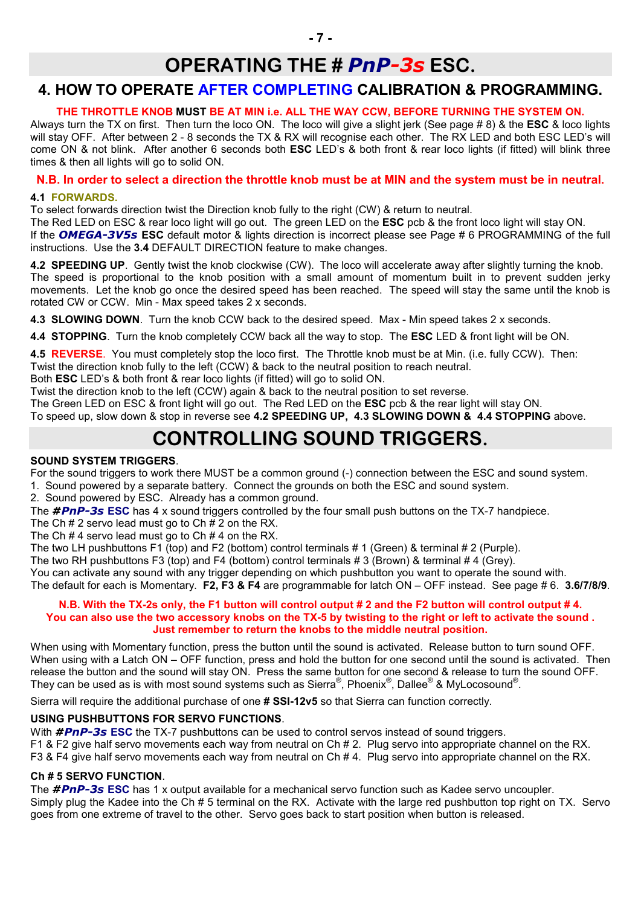# OPERATING THE # *PnP-3s* ESC.

## 4. HOW TO OPERATE AFTER COMPLETING CALIBRATION & PROGRAMMING.

**THE THROTTLE KNOB MUST BE AT MIN i.e. ALL THE WAY CCW, BEFORE TURNING THE SYSTEM ON.**

Always turn the TX on first. Then turn the loco ON. The loco will give a slight jerk (See page # 8) & the **ESC** & loco lights will stay OFF. After between 2 - 8 seconds the TX & RX will recognise each other. The RX LED and both ESC LED's will come ON & not blink. After another 6 seconds both **ESC** LED's & both front & rear loco lights (if fitted) will blink three times & then all lights will go to solid ON.

**N.B. In order to select a direction the throttle knob must be at MIN and the system must be in neutral.**

**4.1 FORWARDS.**

To select forwards direction twist the Direction knob fully to the right (CW) & return to neutral.
The Red LED on ESC & rear loco light will go out. The green LED on the **ESC** pcb & the front loco light will stay ON.
If the ***OMEGA-3V5s*** **ESC** default motor & lights direction is incorrect please see Page # 6 PROGRAMMING of the full instructions. Use the **3.4** DEFAULT DIRECTION feature to make changes.

**4.2 SPEEDING UP**. Gently twist the knob clockwise (CW). The loco will accelerate away after slightly turning the knob. The speed is proportional to the knob position with a small amount of momentum built in to prevent sudden jerky movements. Let the knob go once the desired speed has been reached. The speed will stay the same until the knob is rotated CW or CCW. Min - Max speed takes 2 x seconds.

**4.3 SLOWING DOWN**. Turn the knob CCW back to the desired speed. Max - Min speed takes 2 x seconds.

**4.4 STOPPING**. Turn the knob completely CCW back all the way to stop. The **ESC** LED & front light will be ON.

**4.5 REVERSE**. You must completely stop the loco first. The Throttle knob must be at Min. (i.e. fully CCW). Then:
Twist the direction knob fully to the left (CCW) & back to the neutral position to reach neutral.
Both **ESC** LED's & both front & rear loco lights (if fitted) will go to solid ON.
Twist the direction knob to the left (CCW) again & back to the neutral position to set reverse.
The Green LED on ESC & front light will go out. The Red LED on the **ESC** pcb & the rear light will stay ON.
To speed up, slow down & stop in reverse see **4.2 SPEEDING UP, 4.3 SLOWING DOWN & 4.4 STOPPING** above.

# CONTROLLING SOUND TRIGGERS.

**SOUND SYSTEM TRIGGERS**.

For the sound triggers to work there MUST be a common ground (-) connection between the ESC and sound system.

1. Sound powered by a separate battery. Connect the grounds on both the ESC and sound system.
2. Sound powered by ESC. Already has a common ground.

The ***#PnP-3s*** **ESC** has 4 x sound triggers controlled by the four small push buttons on the TX-7 handpiece.
The Ch # 2 servo lead must go to Ch # 2 on the RX.
The Ch # 4 servo lead must go to Ch # 4 on the RX.
The two LH pushbuttons F1 (top) and F2 (bottom) control terminals # 1 (Green) & terminal # 2 (Purple).
The two RH pushbuttons F3 (top) and F4 (bottom) control terminals # 3 (Brown) & terminal # 4 (Grey).
You can activate any sound with any trigger depending on which pushbutton you want to operate the sound with.
The default for each is Momentary. **F2, F3 & F4** are programmable for latch ON – OFF instead. See page # 6. **3.6/7/8/9**.

**N.B. With the TX-2s only, the F1 button will control output # 2 and the F2 button will control output # 4.**
**You can also use the two accessory knobs on the TX-5 by twisting to the right or left to activate the sound .**
**Just remember to return the knobs to the middle neutral position.**

When using with Momentary function, press the button until the sound is activated. Release button to turn sound OFF.
When using with a Latch ON – OFF function, press and hold the button for one second until the sound is activated. Then release the button and the sound will stay ON. Press the same button for one second & release to turn the sound OFF.
They can be used as is with most sound systems such as Sierra®, Phoenix®, Dallee® & MyLocosound®.

Sierra will require the additional purchase of one **# SSI-12v5** so that Sierra can function correctly.

**USING PUSHBUTTONS FOR SERVO FUNCTIONS**.

With ***#PnP-3s*** **ESC** the TX-7 pushbuttons can be used to control servos instead of sound triggers.
F1 & F2 give half servo movements each way from neutral on Ch # 2. Plug servo into appropriate channel on the RX.
F3 & F4 give half servo movements each way from neutral on Ch # 4. Plug servo into appropriate channel on the RX.

**Ch # 5 SERVO FUNCTION**.

The ***#PnP-3s*** **ESC** has 1 x output available for a mechanical servo function such as Kadee servo uncoupler.
Simply plug the Kadee into the Ch # 5 terminal on the RX. Activate with the large red pushbutton top right on TX. Servo goes from one extreme of travel to the other. Servo goes back to start position when button is released.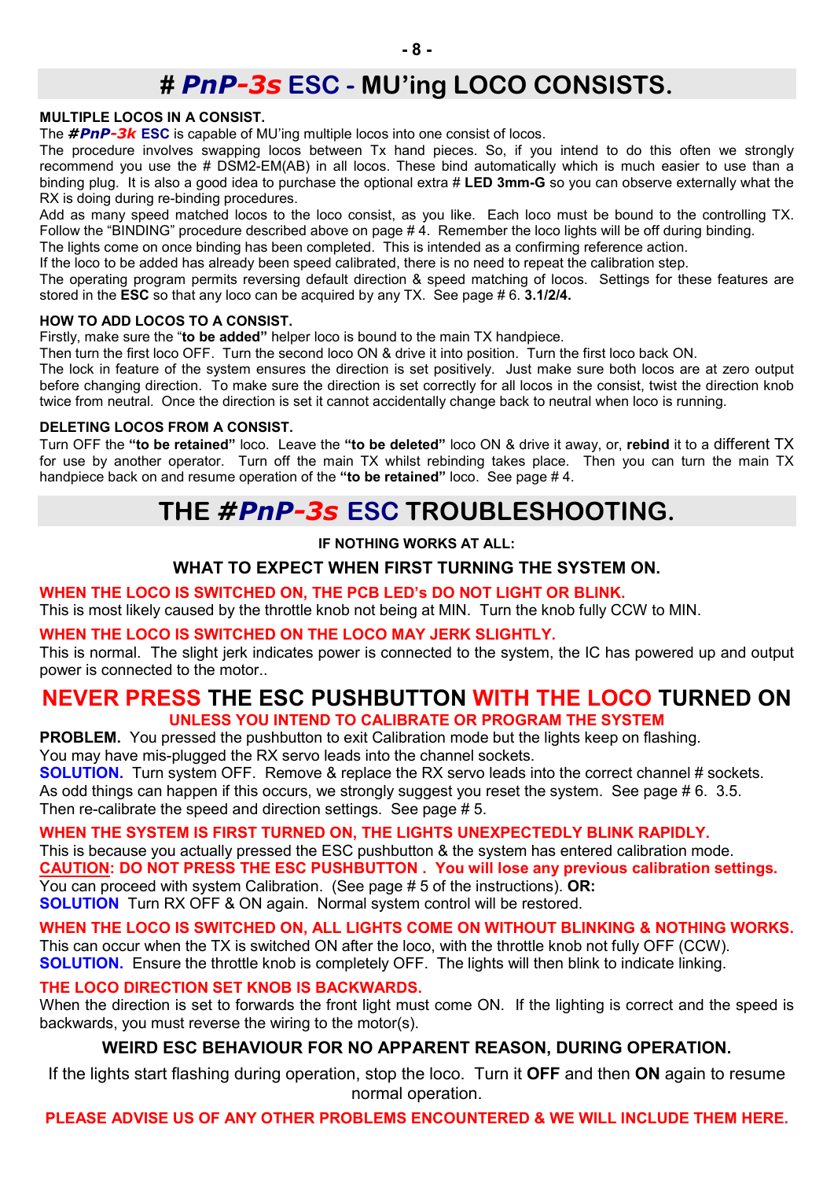# # *PnP-3s* ESC - MU'ing LOCO CONSISTS.

### MULTIPLE LOCOS IN A CONSIST.

The ***#PnP-3k* ESC** is capable of MU'ing multiple locos into one consist of locos.

The procedure involves swapping locos between Tx hand pieces. So, if you intend to do this often we strongly recommend you use the # DSM2-EM(AB) in all locos. These bind automatically which is much easier to use than a binding plug. It is also a good idea to purchase the optional extra # **LED 3mm-G** so you can observe externally what the RX is doing during re-binding procedures.

Add as many speed matched locos to the loco consist, as you like. Each loco must be bound to the controlling TX. Follow the "BINDING" procedure described above on page # 4. Remember the loco lights will be off during binding.

The lights come on once binding has been completed. This is intended as a confirming reference action.

If the loco to be added has already been speed calibrated, there is no need to repeat the calibration step.

The operating program permits reversing default direction & speed matching of locos. Settings for these features are stored in the **ESC** so that any loco can be acquired by any TX. See page # 6. **3.1/2/4.**

### HOW TO ADD LOCOS TO A CONSIST.

Firstly, make sure the "**to be added"** helper loco is bound to the main TX handpiece.

Then turn the first loco OFF. Turn the second loco ON & drive it into position. Turn the first loco back ON.

The lock in feature of the system ensures the direction is set positively. Just make sure both locos are at zero output before changing direction. To make sure the direction is set correctly for all locos in the consist, twist the direction knob twice from neutral. Once the direction is set it cannot accidentally change back to neutral when loco is running.

### DELETING LOCOS FROM A CONSIST.

Turn OFF the **"to be retained"** loco. Leave the **"to be deleted"** loco ON & drive it away, or, **rebind** it to a different TX for use by another operator. Turn off the main TX whilst rebinding takes place. Then you can turn the main TX handpiece back on and resume operation of the **"to be retained"** loco. See page # 4.

# THE #*PnP-3s* ESC TROUBLESHOOTING.

**IF NOTHING WORKS AT ALL:**

### WHAT TO EXPECT WHEN FIRST TURNING THE SYSTEM ON.

**WHEN THE LOCO IS SWITCHED ON, THE PCB LED's DO NOT LIGHT OR BLINK.**

This is most likely caused by the throttle knob not being at MIN. Turn the knob fully CCW to MIN.

**WHEN THE LOCO IS SWITCHED ON THE LOCO MAY JERK SLIGHTLY.**

This is normal. The slight jerk indicates power is connected to the system, the IC has powered up and output power is connected to the motor..

## NEVER PRESS THE ESC PUSHBUTTON WITH THE LOCO TURNED ON

**UNLESS YOU INTEND TO CALIBRATE OR PROGRAM THE SYSTEM**

**PROBLEM.** You pressed the pushbutton to exit Calibration mode but the lights keep on flashing.

You may have mis-plugged the RX servo leads into the channel sockets.

**SOLUTION.** Turn system OFF. Remove & replace the RX servo leads into the correct channel # sockets.

As odd things can happen if this occurs, we strongly suggest you reset the system. See page # 6. 3.5.

Then re-calibrate the speed and direction settings. See page # 5.

**WHEN THE SYSTEM IS FIRST TURNED ON, THE LIGHTS UNEXPECTEDLY BLINK RAPIDLY.**

This is because you actually pressed the ESC pushbutton & the system has entered calibration mode.

**CAUTION: DO NOT PRESS THE ESC PUSHBUTTON . You will lose any previous calibration settings.**

You can proceed with system Calibration. (See page # 5 of the instructions). **OR:**

**SOLUTION** Turn RX OFF & ON again. Normal system control will be restored.

**WHEN THE LOCO IS SWITCHED ON, ALL LIGHTS COME ON WITHOUT BLINKING & NOTHING WORKS.**

This can occur when the TX is switched ON after the loco, with the throttle knob not fully OFF (CCW).

**SOLUTION.** Ensure the throttle knob is completely OFF. The lights will then blink to indicate linking.

**THE LOCO DIRECTION SET KNOB IS BACKWARDS.**

When the direction is set to forwards the front light must come ON. If the lighting is correct and the speed is backwards, you must reverse the wiring to the motor(s).

### WEIRD ESC BEHAVIOUR FOR NO APPARENT REASON, DURING OPERATION.

If the lights start flashing during operation, stop the loco. Turn it **OFF** and then **ON** again to resume normal operation.

**PLEASE ADVISE US OF ANY OTHER PROBLEMS ENCOUNTERED & WE WILL INCLUDE THEM HERE.**